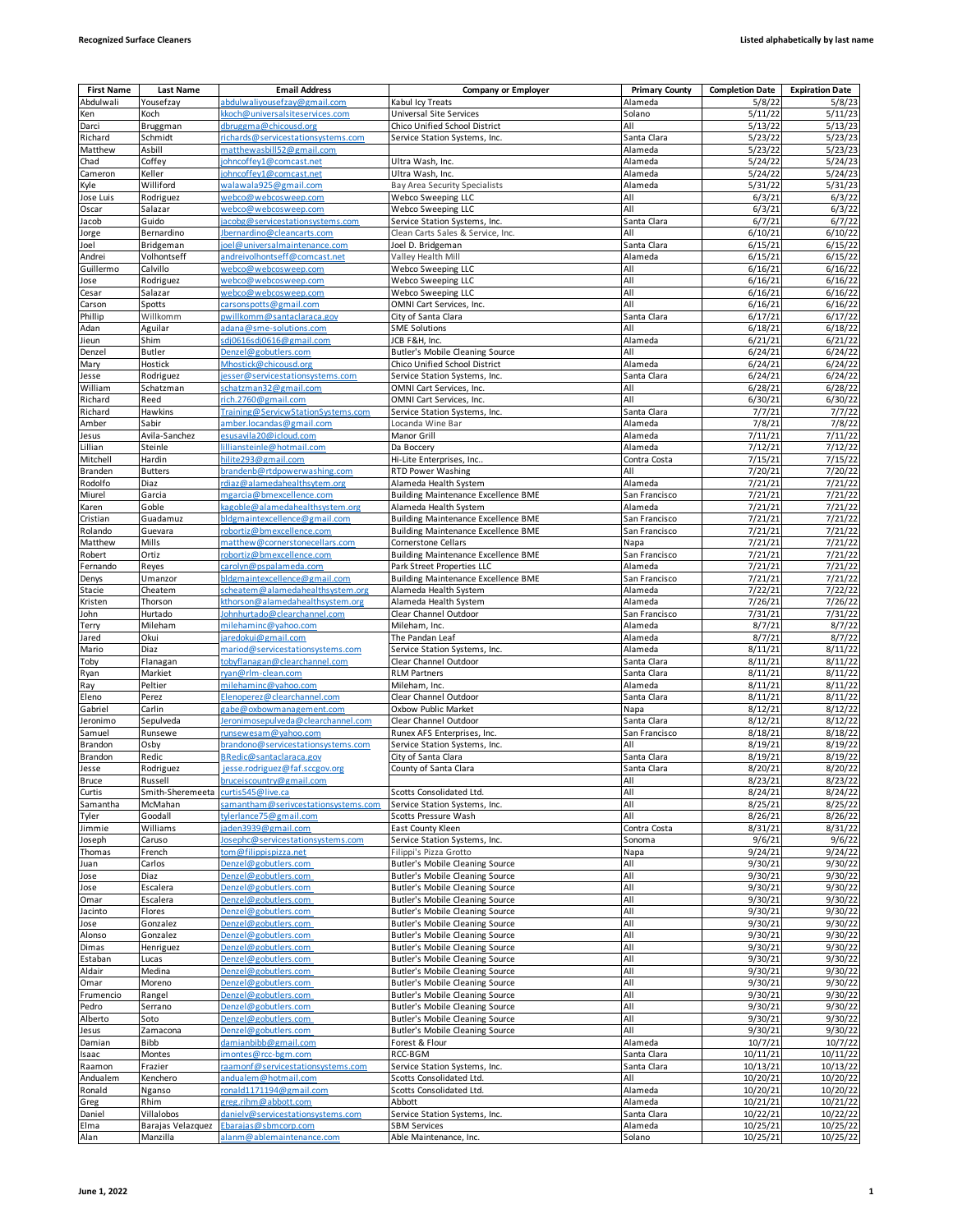**Recognized Surface Cleaners** — Listed alphabetically by last name

| First Name | Last Name | Email Address | Company or Employer | Primary County | Completion Date | Expiration Date |
|---|---|---|---|---|---|---|
| Abdulwali | Yousefzay | abdulwaliyousefzay@gmail.com | Kabul Icy Treats | Alameda | 5/8/22 | 5/8/23 |
| Ken | Koch | kkoch@universalsiteservices.com | Universal Site Services | Solano | 5/11/22 | 5/11/23 |
| Darci | Bruggman | dbruggma@chicousd.org | Chico Unified School District | All | 5/13/22 | 5/13/23 |
| Richard | Schmidt | richards@servicestationsystems.com | Service Station Systems, Inc. | Santa Clara | 5/23/22 | 5/23/23 |
| Matthew | Asbill | matthewasbill52@gmail.com | | Alameda | 5/23/22 | 5/23/23 |
| Chad | Coffey | johncoffey1@comcast.net | Ultra Wash, Inc. | Alameda | 5/24/22 | 5/24/23 |
| Cameron | Keller | johncoffey1@comcast.net | Ultra Wash, Inc. | Alameda | 5/24/22 | 5/24/23 |
| Kyle | Williford | walawala925@gmail.com | Bay Area Security Specialists | Alameda | 5/31/22 | 5/31/23 |
| Jose Luis | Rodriguez | webco@webcosweep.com | Webco Sweeping LLC | All | 6/3/21 | 6/3/22 |
| Oscar | Salazar | webco@webcosweep.com | Webco Sweeping LLC | All | 6/3/21 | 6/3/22 |
| Jacob | Guido | jacobg@servicestationsystems.com | Service Station Systems, Inc. | Santa Clara | 6/7/21 | 6/7/22 |
| Jorge | Bernardino | Jbernardino@cleancarts.com | Clean Carts Sales & Service, Inc. | All | 6/10/21 | 6/10/22 |
| Joel | Bridgeman | joel@universalmaintenance.com | Joel D. Bridgeman | Santa Clara | 6/15/21 | 6/15/22 |
| Andrei | Volhontseff | andreivolhontseff@comcast.net | Valley Health Mill | Alameda | 6/15/21 | 6/15/22 |
| Guillermo | Calvillo | webco@webcosweep.com | Webco Sweeping LLC | All | 6/16/21 | 6/16/22 |
| Jose | Rodriguez | webco@webcosweep.com | Webco Sweeping LLC | All | 6/16/21 | 6/16/22 |
| Cesar | Salazar | webco@webcosweep.com | Webco Sweeping LLC | All | 6/16/21 | 6/16/22 |
| Carson | Spotts | carsonspotts@gmail.com | OMNI Cart Services, Inc. | All | 6/16/21 | 6/16/22 |
| Phillip | Willkomm | pwillkomm@santaclaraca.gov | City of Santa Clara | Santa Clara | 6/17/21 | 6/17/22 |
| Adan | Aguilar | adana@sme-solutions.com | SME Solutions | All | 6/18/21 | 6/18/22 |
| Jieun | Shim | sdj0616sdj0616@gmail.com | JCB F&H, Inc. | Alameda | 6/21/21 | 6/21/22 |
| Denzel | Butler | Denzel@gobutlers.com | Butler's Mobile Cleaning Source | All | 6/24/21 | 6/24/22 |
| Mary | Hostick | Mhostick@chicousd.org | Chico Unified School District | Alameda | 6/24/21 | 6/24/22 |
| Jesse | Rodriguez | jesser@servicestationsystems.com | Service Station Systems, Inc. | Santa Clara | 6/24/21 | 6/24/22 |
| William | Schatzman | schatzman32@gmail.com | OMNI Cart Services, Inc. | All | 6/28/21 | 6/28/22 |
| Richard | Reed | rich.2760@gmail.com | OMNI Cart Services, Inc. | All | 6/30/21 | 6/30/22 |
| Richard | Hawkins | Training@ServicwStationSystems.com | Service Station Systems, Inc. | Santa Clara | 7/7/21 | 7/7/22 |
| Amber | Sabir | amber.locandas@gmail.com | Locanda Wine Bar | Alameda | 7/8/21 | 7/8/22 |
| Jesus | Avila-Sanchez | esusavila20@icloud.com | Manor Grill | Alameda | 7/11/21 | 7/11/22 |
| Lillian | Steinle | lilliansteinle@hotmail.com | Da Boccery | Alameda | 7/12/21 | 7/12/22 |
| Mitchell | Hardin | hilite293@gmail.com | Hi-Lite Enterprises, Inc.. | Contra Costa | 7/15/21 | 7/15/22 |
| Branden | Butters | brandenb@rtdpowerwashing.com | RTD Power Washing | All | 7/20/21 | 7/20/22 |
| Rodolfo | Diaz | rdiaz@alamedahealthsytem.org | Alameda Health System | Alameda | 7/21/21 | 7/21/22 |
| Miurel | Garcia | mgarcia@bmexcellence.com | Building Maintenance Excellence BME | San Francisco | 7/21/21 | 7/21/22 |
| Karen | Goble | kagoble@alamedahealthsystem.org | Alameda Health System | Alameda | 7/21/21 | 7/21/22 |
| Cristian | Guadamuz | bldgmaintexcellence@gmail.com | Building Maintenance Excellence BME | San Francisco | 7/21/21 | 7/21/22 |
| Rolando | Guevara | robortiz@bmexcellence.com | Building Maintenance Excellence BME | San Francisco | 7/21/21 | 7/21/22 |
| Matthew | Mills | matthew@cornerstonecellars.com | Cornerstone Cellars | Napa | 7/21/21 | 7/21/22 |
| Robert | Ortiz | robortiz@bmexcellence.com | Building Maintenance Excellence BME | San Francisco | 7/21/21 | 7/21/22 |
| Fernando | Reyes | carolyn@pspalameda.com | Park Street Properties LLC | Alameda | 7/21/21 | 7/21/22 |
| Denys | Umanzor | bldgmaintexcellence@gmail.com | Building Maintenance Excellence BME | San Francisco | 7/21/21 | 7/21/22 |
| Stacie | Cheatem | scheatem@alamedahealthsystem.org | Alameda Health System | Alameda | 7/22/21 | 7/22/22 |
| Kristen | Thorson | kthorson@alamedahealthsystem.org | Alameda Health System | Alameda | 7/26/21 | 7/26/22 |
| John | Hurtado | Johnhurtado@clearchannel.com | Clear Channel Outdoor | San Francisco | 7/31/21 | 7/31/22 |
| Terry | Mileham | milehaminc@yahoo.com | Mileham, Inc. | Alameda | 8/7/21 | 8/7/22 |
| Jared | Okui | jaredokui@gmail.com | The Pandan Leaf | Alameda | 8/7/21 | 8/7/22 |
| Mario | Diaz | mariod@servicestationsystems.com | Service Station Systems, Inc. | Alameda | 8/11/21 | 8/11/22 |
| Toby | Flanagan | tobyflanagan@clearchannel.com | Clear Channel Outdoor | Santa Clara | 8/11/21 | 8/11/22 |
| Ryan | Markiet | ryan@rlm-clean.com | RLM Partners | Santa Clara | 8/11/21 | 8/11/22 |
| Ray | Peltier | milehaminc@yahoo.com | Mileham, Inc. | Alameda | 8/11/21 | 8/11/22 |
| Eleno | Perez | Elenoperez@clearchannel.com | Clear Channel Outdoor | Santa Clara | 8/11/21 | 8/11/22 |
| Gabriel | Carlin | gabe@oxbowmanagement.com | Oxbow Public Market | Napa | 8/12/21 | 8/12/22 |
| Jeronimo | Sepulveda | Jeronimosepulveda@clearchannel.com | Clear Channel Outdoor | Santa Clara | 8/12/21 | 8/12/22 |
| Samuel | Runsewe | runsewesam@yahoo.com | Runex AFS Enterprises, Inc. | San Francisco | 8/18/21 | 8/18/22 |
| Brandon | Osby | brandono@servicestationsystems.com | Service Station Systems, Inc. | All | 8/19/21 | 8/19/22 |
| Brandon | Redic | BRedic@santaclaraca.gov | City of Santa Clara | Santa Clara | 8/19/21 | 8/19/22 |
| Jesse | Rodriguez | jesse.rodriguez@faf.sccgov.org | County of Santa Clara | Santa Clara | 8/20/21 | 8/20/22 |
| Bruce | Russell | bruceiscountry@gmail.com | | All | 8/23/21 | 8/23/22 |
| Curtis | Smith-Sheremeeta | curtis545@live.ca | Scotts Consolidated Ltd. | All | 8/24/21 | 8/24/22 |
| Samantha | McMahan | samantham@serivcestationsystems.com | Service Station Systems, Inc. | All | 8/25/21 | 8/25/22 |
| Tyler | Goodall | tylerlance75@gmail.com | Scotts Pressure Wash | All | 8/26/21 | 8/26/22 |
| Jimmie | Williams | jaden3939@gmail.com | East County Kleen | Contra Costa | 8/31/21 | 8/31/22 |
| Joseph | Caruso | Josephc@servicestationsystems.com | Service Station Systems, Inc. | Sonoma | 9/6/21 | 9/6/22 |
| Thomas | French | tom@filippispizza.net | Filippi's Pizza Grotto | Napa | 9/24/21 | 9/24/22 |
| Juan | Carlos | Denzel@gobutlers.com | Butler's Mobile Cleaning Source | All | 9/30/21 | 9/30/22 |
| Jose | Diaz | Denzel@gobutlers.com | Butler's Mobile Cleaning Source | All | 9/30/21 | 9/30/22 |
| Jose | Escalera | Denzel@gobutlers.com | Butler's Mobile Cleaning Source | All | 9/30/21 | 9/30/22 |
| Omar | Escalera | Denzel@gobutlers.com | Butler's Mobile Cleaning Source | All | 9/30/21 | 9/30/22 |
| Jacinto | Flores | Denzel@gobutlers.com | Butler's Mobile Cleaning Source | All | 9/30/21 | 9/30/22 |
| Jose | Gonzalez | Denzel@gobutlers.com | Butler's Mobile Cleaning Source | All | 9/30/21 | 9/30/22 |
| Alonso | Gonzalez | Denzel@gobutlers.com | Butler's Mobile Cleaning Source | All | 9/30/21 | 9/30/22 |
| Dimas | Henriguez | Denzel@gobutlers.com | Butler's Mobile Cleaning Source | All | 9/30/21 | 9/30/22 |
| Estaban | Lucas | Denzel@gobutlers.com | Butler's Mobile Cleaning Source | All | 9/30/21 | 9/30/22 |
| Aldair | Medina | Denzel@gobutlers.com | Butler's Mobile Cleaning Source | All | 9/30/21 | 9/30/22 |
| Omar | Moreno | Denzel@gobutlers.com | Butler's Mobile Cleaning Source | All | 9/30/21 | 9/30/22 |
| Frumencio | Rangel | Denzel@gobutlers.com | Butler's Mobile Cleaning Source | All | 9/30/21 | 9/30/22 |
| Pedro | Serrano | Denzel@gobutlers.com | Butler's Mobile Cleaning Source | All | 9/30/21 | 9/30/22 |
| Alberto | Soto | Denzel@gobutlers.com | Butler's Mobile Cleaning Source | All | 9/30/21 | 9/30/22 |
| Jesus | Zamacona | Denzel@gobutlers.com | Butler's Mobile Cleaning Source | All | 9/30/21 | 9/30/22 |
| Damian | Bibb | damianbibb@gmail.com | Forest & Flour | Alameda | 10/7/21 | 10/7/22 |
| Isaac | Montes | imontes@rcc-bgm.com | RCC-BGM | Santa Clara | 10/11/21 | 10/11/22 |
| Raamon | Frazier | raamonf@servicestationsystems.com | Service Station Systems, Inc. | Santa Clara | 10/13/21 | 10/13/22 |
| Andualem | Kenchero | andualem@hotmail.com | Scotts Consolidated Ltd. | All | 10/20/21 | 10/20/22 |
| Ronald | Nganso | ronald11171194@gmail.com | Scotts Consolidated Ltd. | Alameda | 10/20/21 | 10/20/22 |
| Greg | Rhim | greg.rihm@abbott.com | Abbott | Alameda | 10/21/21 | 10/21/22 |
| Daniel | Villalobos | danielv@servicestationsystems.com | Service Station Systems, Inc. | Santa Clara | 10/22/21 | 10/22/22 |
| Elma | Barajas Velazquez | Ebarajas@sbmcorp.com | SBM Services | Alameda | 10/25/21 | 10/25/22 |
| Alan | Manzilla | alanm@ablemaintenance.com | Able Maintenance, Inc. | Solano | 10/25/21 | 10/25/22 |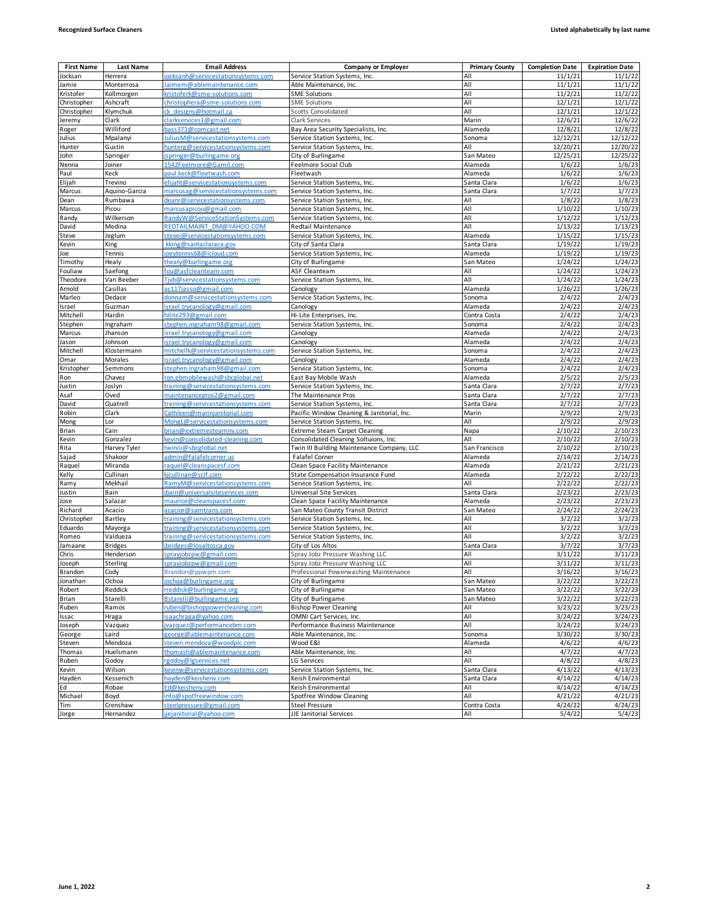| First Name | Last Name | Email Address | Company or Employer | Primary County | Completion Date | Expiration Date |
|---|---|---|---|---|---|---|
| Jocksan | Herrera | jocksanh@servicestationsystems.com | Service Station Systems, Inc. | All | 11/1/21 | 11/1/22 |
| Jamie | Monterrosa | Jaimem@ablemaintenance.com | Able Maintenance, Inc. | All | 11/1/21 | 11/1/22 |
| Kristofer | Kollmorgen | kristoferk@sme-solutions.com | SME Solutions | All | 11/2/21 | 11/2/22 |
| Christopher | Ashcraft | christophera@sme-solutions.com | SME Solutions | All | 12/1/21 | 12/1/22 |
| Christopher | Klymchuk | ck_designs@hotmail.ca | Scotts Consolidated | All | 12/1/21 | 12/1/22 |
| Jeremy | Clark | clarkservices1@gmail.com | Clark Services | Marin | 12/6/21 | 12/6/22 |
| Roger | Williford | bass371@comcast.net | Bay Area Security Specialists, Inc. | Alameda | 12/8/21 | 12/8/22 |
| Julius | Mpalanyi | JuliusM@servicestationsystems.com | Service Station Systems, Inc. | Sonoma | 12/12/21 | 12/12/22 |
| Hunter | Gustin | hunterg@servicestationsystems.com | Service Station Systems, Inc. | All | 12/20/21 | 12/20/22 |
| John | Springer | jspringer@burlingame.org | City of Burlingame | San Mateo | 12/25/21 | 12/25/22 |
| Nenna | Joiner | 1542Feelmore@Gamil.com | Feelmore Social Club | Alameda | 1/6/22 | 1/6/23 |
| Paul | Keck | paul.keck@fleetwash.com | Fleetwash | Alameda | 1/6/22 | 1/6/23 |
| Elijah | Trevino | elijaht@servicestationsystems.com | Service Station Systems, Inc. | Santa Clara | 1/6/22 | 1/6/23 |
| Marcus | Aquino-Garcia | marcusag@servicestationsystems.com | Service Station Systems, Inc. | Santa Clara | 1/7/22 | 1/7/23 |
| Dean | Rumbawa | deanr@servicestationsystems.com | Service Station Systems, Inc. | All | 1/8/22 | 1/8/23 |
| Marcus | Picou | marcusapicou@gmail.com | Service Station Systems, Inc. | All | 1/10/22 | 1/10/23 |
| Randy | Wilkerson | RandyW@ServiceStationSystems.com | Service Station Systems, Inc. | All | 1/12/22 | 1/12/23 |
| David | Medina | REDTAILMAINT_DM@YAHOO.COM | Redtail Maintenance | All | 1/13/22 | 1/13/23 |
| Steve | Jeglum | stevej@servicestationsystems.com | Service Station Systems, Inc. | Alameda | 1/15/22 | 1/15/23 |
| Kevin | King | kking@santaclaraca.gov | City of Santa Clara | Santa Clara | 1/19/22 | 1/19/23 |
| Joe | Tennis | joeytennis68@icloud.com | Service Station Systems, Inc. | Alameda | 1/19/22 | 1/19/23 |
| Timothy | Healy | thealy@burlingame.org | City of Burlingame | San Mateo | 1/24/22 | 1/24/23 |
| Fouliaw | Saefong | fou@asfcleanteam.com | ASF Cleanteam | All | 1/24/22 | 1/24/23 |
| Theodore | Van Beeber | Tjvb@servicestationsystems.com | Service Station Systems, Inc. | All | 1/24/22 | 1/24/23 |
| Arnold | Casillas | ac117jasso@gmail.com | Canology | Alameda | 1/26/22 | 1/26/23 |
| Marleo | Dedace | donnam@servicestationsystems.com | Service Station Systems, Inc. | Sonoma | 2/4/22 | 2/4/23 |
| Israel | Guzman | israel.trycanology@gmail.com | Canology | Alameda | 2/4/22 | 2/4/23 |
| Mitchell | Hardin | hilite293@gmail.com | Hi-Lite Enterprises, Inc. | Contra Costa | 2/4/22 | 2/4/23 |
| Stephen | Ingraham | stephen.ingraham98@gmail.com | Service Station Systems, Inc. | Sonoma | 2/4/22 | 2/4/23 |
| Marcus | Jhanson | israel.trycanology@gmail.com | Canology | Alameda | 2/4/22 | 2/4/23 |
| Jason | Johnson | israel.trycanology@gmail.com | Canology | Alameda | 2/4/22 | 2/4/23 |
| Mitchell | Klostermann | mitchellk@servicestationsystems.com | Service Station Systems, Inc. | Sonoma | 2/4/22 | 2/4/23 |
| Omar | Morales | israel.trycanology@gmail.com | Canology | Alameda | 2/4/22 | 2/4/23 |
| Kristopher | Semmons | stephen.ingraham98@gmail.com | Service Station Systems, Inc. | Sonoma | 2/4/22 | 2/4/23 |
| Ron | Chavez | ron.ebmobilewash@sbcglobal.net | East Bay Mobile Wash | Alameda | 2/5/22 | 2/5/23 |
| Justin | Joslyn | training@servicestationsystems.com | Service Station Systems, Inc. | Santa Clara | 2/7/22 | 2/7/23 |
| Asaf | Oved | maintenancepros2@gmail.com | The Maintenance Pros | Santa Clara | 2/7/22 | 2/7/23 |
| David | Quatrell | training@servicestationsystems.com | Service Station Systems, Inc. | Santa Clara | 2/7/22 | 2/7/23 |
| Robin | Clark | Cathleen@marinjanitorial.com | Pacific Window Cleaning & Janitorial, Inc. | Marin | 2/9/22 | 2/9/23 |
| Mong | Lor | MongL@servicestationsystems.com | Service Station Systems, Inc. | All | 2/9/22 | 2/9/23 |
| Brian | Cain | brian@extremesteamnv.com | Extreme Steam Carpet Cleaning | Napa | 2/10/22 | 2/10/23 |
| Kevin | Gonzalez | kevin@consolidated-cleaning.com | Consolidated Cleaning Soltuions, Inc. | All | 2/10/22 | 2/10/23 |
| Rita | Harvey Tyler | twiniii@sbcglobal.net | Twin III Building Maintenance Company, LLC | San Francisco | 2/10/22 | 2/10/23 |
| Sajad | Shakoor | admin@falafelcorner.us | Falafel Corner | Alameda | 2/14/22 | 2/14/23 |
| Raquel | Miranda | raquel@cleanspacesf.com | Clean Space Facility Maintenance | Alameda | 2/21/22 | 2/21/23 |
| Kelly | Cullinan | kjcullinan@scif.com | State Compensation Insurance Fund | Alameda | 2/22/22 | 2/22/23 |
| Ramy | Mekhail | RamyM@servicestationsystems.com | Service Station Systems, Inc. | All | 2/22/22 | 2/22/23 |
| Justin | Bain | jbain@universalsiteservices.com | Universal Site Services | Santa Clara | 2/23/22 | 2/23/23 |
| Jose | Salazar | maurice@cleanspacesf.com | Clean Space Facility Maintenance | Alameda | 2/23/22 | 2/23/23 |
| Richard | Acacio | acacior@samtrans.com | San Mateo County Transit District | San Mateo | 2/24/22 | 2/24/23 |
| Christopher | Bartley | training@servicestationsystems.com | Service Station Systems, Inc. | All | 3/2/22 | 3/2/23 |
| Eduardo | Mayorga | training@servicestationsystems.com | Service Station Systems, Inc. | All | 3/2/22 | 3/2/23 |
| Romeo | Valdueza | training@servicestationsystems.com | Service Station Systems, Inc. | All | 3/2/22 | 3/2/23 |
| Jamaane | Bridges | jbridges@losaltosca.gov | City of Los Altos | Santa Clara | 3/7/22 | 3/7/23 |
| Chris | Henderson | sprayjobzpw@gmail.com | Spray Jobz Pressure Washing LLC | All | 3/11/22 | 3/11/23 |
| Joseph | Sterling | sprayjobzpw@gmail.com | Spray Jobz Pressure Washing LLC | All | 3/11/22 | 3/11/23 |
| Brandon | Cody | Brandon@ppwpm.com | Professional Powerwashing Maintenance | All | 3/16/22 | 3/16/23 |
| Jonathan | Ochoa | jochoa@burlingame.org | City of Burlingame | San Mateo | 3/22/22 | 3/22/23 |
| Robert | Reddick | rreddick@burlingame.org | City of Burlingame | San Mateo | 3/22/22 | 3/22/23 |
| Brian | Starelli | Bstarelli@burlingame.org | City of Burlingame | San Mateo | 3/22/22 | 3/22/23 |
| Ruben | Ramos | ruben@bishoppowercleaning.com | Bishop Power Cleaning | All | 3/23/22 | 3/23/23 |
| Issac | Hraga | isaachraga@yahoo.com | OMNI Cart Services, Inc. | All | 3/24/22 | 3/24/23 |
| Joseph | Vazquez | jvazquez@performancebm.com | Performance Business Maintenance | All | 3/24/22 | 3/24/23 |
| George | Laird | george@ablemaintenance.com | Able Maintenance, Inc. | Sonoma | 3/30/22 | 3/30/23 |
| Steven | Mendoza | steven.mendoza@woodplc.com | Wood E&I | Alameda | 4/6/22 | 4/6/23 |
| Thomas | Huelsmann | thomash@ablemaintenance.com | Able Maintenance, Inc. | All | 4/7/22 | 4/7/23 |
| Ruben | Godoy | rgodoy@lgservices.net | LG Services | All | 4/8/22 | 4/8/23 |
| Kevin | Wilson | kevinw@servicestationsystems.com | Service Station Systems, Inc. | Santa Clara | 4/13/22 | 4/13/23 |
| Hayden | Kessenich | hayden@keishenv.com | Keish Environmental | Santa Clara | 4/14/22 | 4/14/23 |
| Ed | Robae | Ed@keishenv.com | Keish Environmental | All | 4/14/22 | 4/14/23 |
| Michael | Boyd | info@spotfreewindow.com | Spotfree Window Cleaning | All | 4/21/22 | 4/21/23 |
| Tim | Crenshaw | steelpressure@gmail.com | Steel Pressure | Contra Costa | 4/24/22 | 4/24/23 |
| Jorge | Hernandez | jjejanitorial@yahoo.com | JJE Janitorial Services | All | 5/4/22 | 5/4/23 |